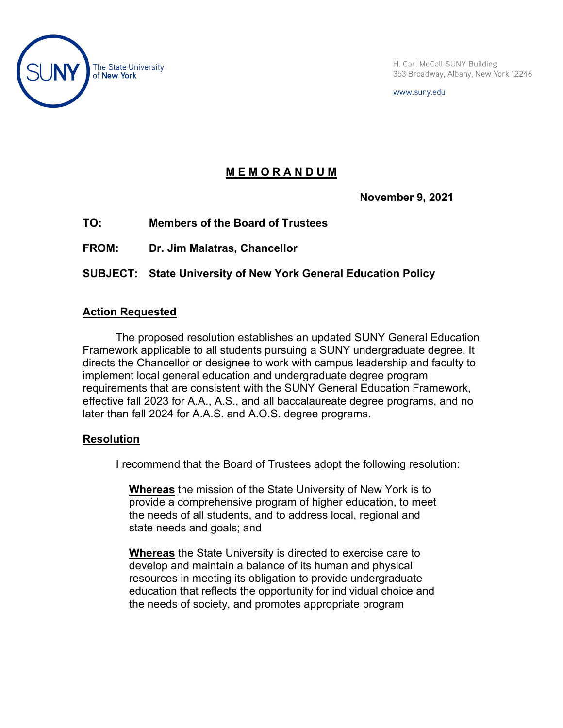The State University of New York

H. Carl McCall SUNY Building
353 Broadway, Albany, New York 12246

www.suny.edu

# MEMORANDUM

**November 9, 2021**

**TO:** **Members of the Board of Trustees**

**FROM:** **Dr. Jim Malatras, Chancellor**

**SUBJECT:** **State University of New York General Education Policy**

## Action Requested

The proposed resolution establishes an updated SUNY General Education Framework applicable to all students pursuing a SUNY undergraduate degree. It directs the Chancellor or designee to work with campus leadership and faculty to implement local general education and undergraduate degree program requirements that are consistent with the SUNY General Education Framework, effective fall 2023 for A.A., A.S., and all baccalaureate degree programs, and no later than fall 2024 for A.A.S. and A.O.S. degree programs.

## Resolution

I recommend that the Board of Trustees adopt the following resolution:

**Whereas** the mission of the State University of New York is to provide a comprehensive program of higher education, to meet the needs of all students, and to address local, regional and state needs and goals; and

**Whereas** the State University is directed to exercise care to develop and maintain a balance of its human and physical resources in meeting its obligation to provide undergraduate education that reflects the opportunity for individual choice and the needs of society, and promotes appropriate program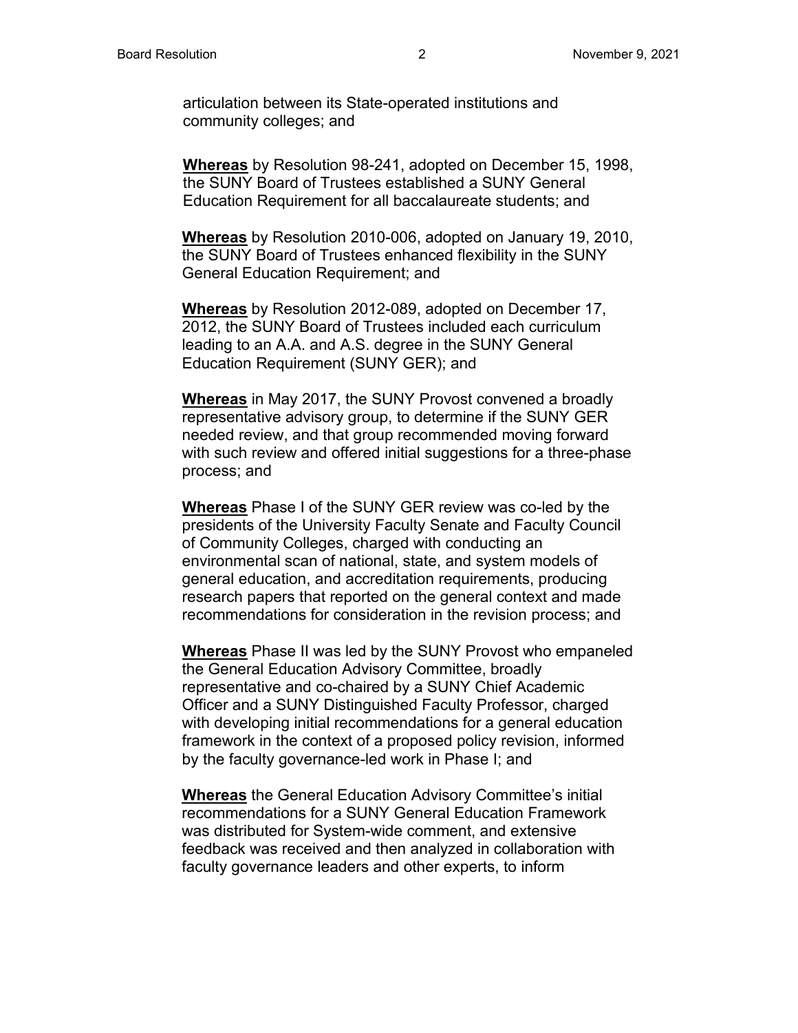articulation between its State-operated institutions and community colleges; and

**Whereas** by Resolution 98-241, adopted on December 15, 1998, the SUNY Board of Trustees established a SUNY General Education Requirement for all baccalaureate students; and

**Whereas** by Resolution 2010-006, adopted on January 19, 2010, the SUNY Board of Trustees enhanced flexibility in the SUNY General Education Requirement; and

**Whereas** by Resolution 2012-089, adopted on December 17, 2012, the SUNY Board of Trustees included each curriculum leading to an A.A. and A.S. degree in the SUNY General Education Requirement (SUNY GER); and

**Whereas** in May 2017, the SUNY Provost convened a broadly representative advisory group, to determine if the SUNY GER needed review, and that group recommended moving forward with such review and offered initial suggestions for a three-phase process; and

**Whereas** Phase I of the SUNY GER review was co-led by the presidents of the University Faculty Senate and Faculty Council of Community Colleges, charged with conducting an environmental scan of national, state, and system models of general education, and accreditation requirements, producing research papers that reported on the general context and made recommendations for consideration in the revision process; and

**Whereas** Phase II was led by the SUNY Provost who empaneled the General Education Advisory Committee, broadly representative and co-chaired by a SUNY Chief Academic Officer and a SUNY Distinguished Faculty Professor, charged with developing initial recommendations for a general education framework in the context of a proposed policy revision, informed by the faculty governance-led work in Phase I; and

**Whereas** the General Education Advisory Committee's initial recommendations for a SUNY General Education Framework was distributed for System-wide comment, and extensive feedback was received and then analyzed in collaboration with faculty governance leaders and other experts, to inform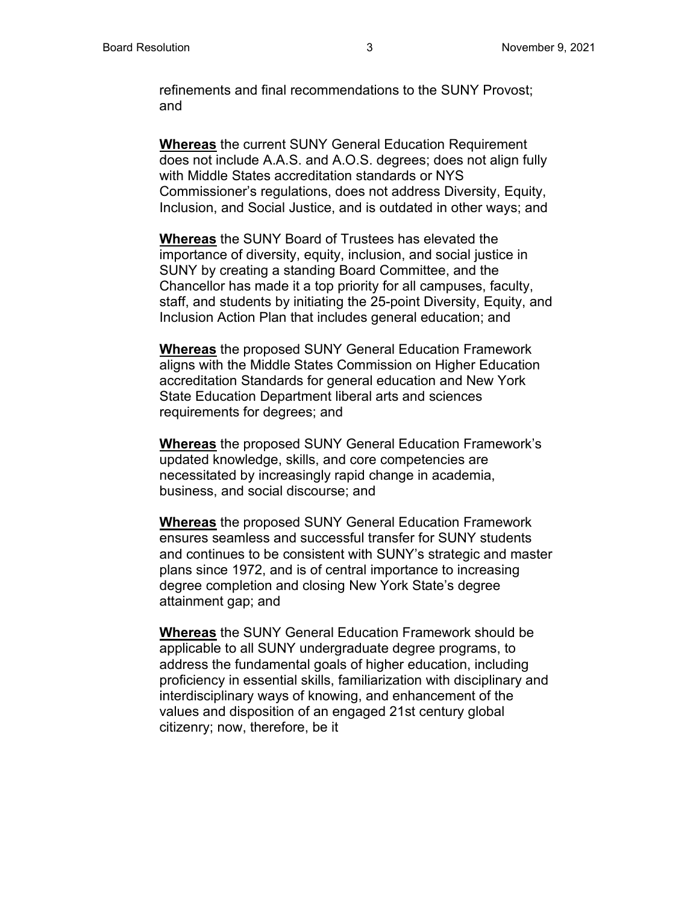refinements and final recommendations to the SUNY Provost; and

**Whereas** the current SUNY General Education Requirement does not include A.A.S. and A.O.S. degrees; does not align fully with Middle States accreditation standards or NYS Commissioner's regulations, does not address Diversity, Equity, Inclusion, and Social Justice, and is outdated in other ways; and

**Whereas** the SUNY Board of Trustees has elevated the importance of diversity, equity, inclusion, and social justice in SUNY by creating a standing Board Committee, and the Chancellor has made it a top priority for all campuses, faculty, staff, and students by initiating the 25-point Diversity, Equity, and Inclusion Action Plan that includes general education; and

**Whereas** the proposed SUNY General Education Framework aligns with the Middle States Commission on Higher Education accreditation Standards for general education and New York State Education Department liberal arts and sciences requirements for degrees; and

**Whereas** the proposed SUNY General Education Framework's updated knowledge, skills, and core competencies are necessitated by increasingly rapid change in academia, business, and social discourse; and

**Whereas** the proposed SUNY General Education Framework ensures seamless and successful transfer for SUNY students and continues to be consistent with SUNY's strategic and master plans since 1972, and is of central importance to increasing degree completion and closing New York State's degree attainment gap; and

**Whereas** the SUNY General Education Framework should be applicable to all SUNY undergraduate degree programs, to address the fundamental goals of higher education, including proficiency in essential skills, familiarization with disciplinary and interdisciplinary ways of knowing, and enhancement of the values and disposition of an engaged 21st century global citizenry; now, therefore, be it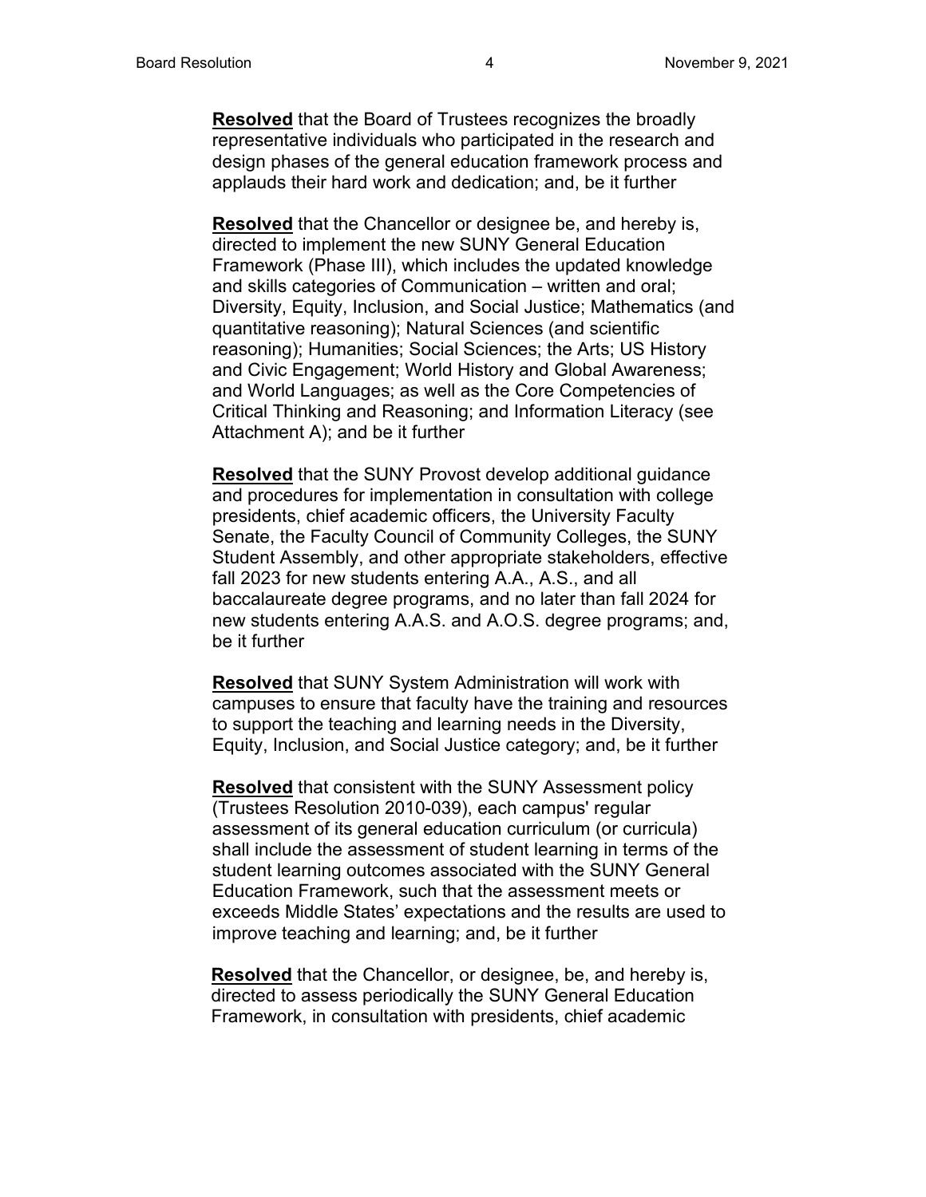**Resolved** that the Board of Trustees recognizes the broadly representative individuals who participated in the research and design phases of the general education framework process and applauds their hard work and dedication; and, be it further

**Resolved** that the Chancellor or designee be, and hereby is, directed to implement the new SUNY General Education Framework (Phase III), which includes the updated knowledge and skills categories of Communication – written and oral; Diversity, Equity, Inclusion, and Social Justice; Mathematics (and quantitative reasoning); Natural Sciences (and scientific reasoning); Humanities; Social Sciences; the Arts; US History and Civic Engagement; World History and Global Awareness; and World Languages; as well as the Core Competencies of Critical Thinking and Reasoning; and Information Literacy (see Attachment A); and be it further

**Resolved** that the SUNY Provost develop additional guidance and procedures for implementation in consultation with college presidents, chief academic officers, the University Faculty Senate, the Faculty Council of Community Colleges, the SUNY Student Assembly, and other appropriate stakeholders, effective fall 2023 for new students entering A.A., A.S., and all baccalaureate degree programs, and no later than fall 2024 for new students entering A.A.S. and A.O.S. degree programs; and, be it further

**Resolved** that SUNY System Administration will work with campuses to ensure that faculty have the training and resources to support the teaching and learning needs in the Diversity, Equity, Inclusion, and Social Justice category; and, be it further

**Resolved** that consistent with the SUNY Assessment policy (Trustees Resolution 2010-039), each campus' regular assessment of its general education curriculum (or curricula) shall include the assessment of student learning in terms of the student learning outcomes associated with the SUNY General Education Framework, such that the assessment meets or exceeds Middle States' expectations and the results are used to improve teaching and learning; and, be it further

**Resolved** that the Chancellor, or designee, be, and hereby is, directed to assess periodically the SUNY General Education Framework, in consultation with presidents, chief academic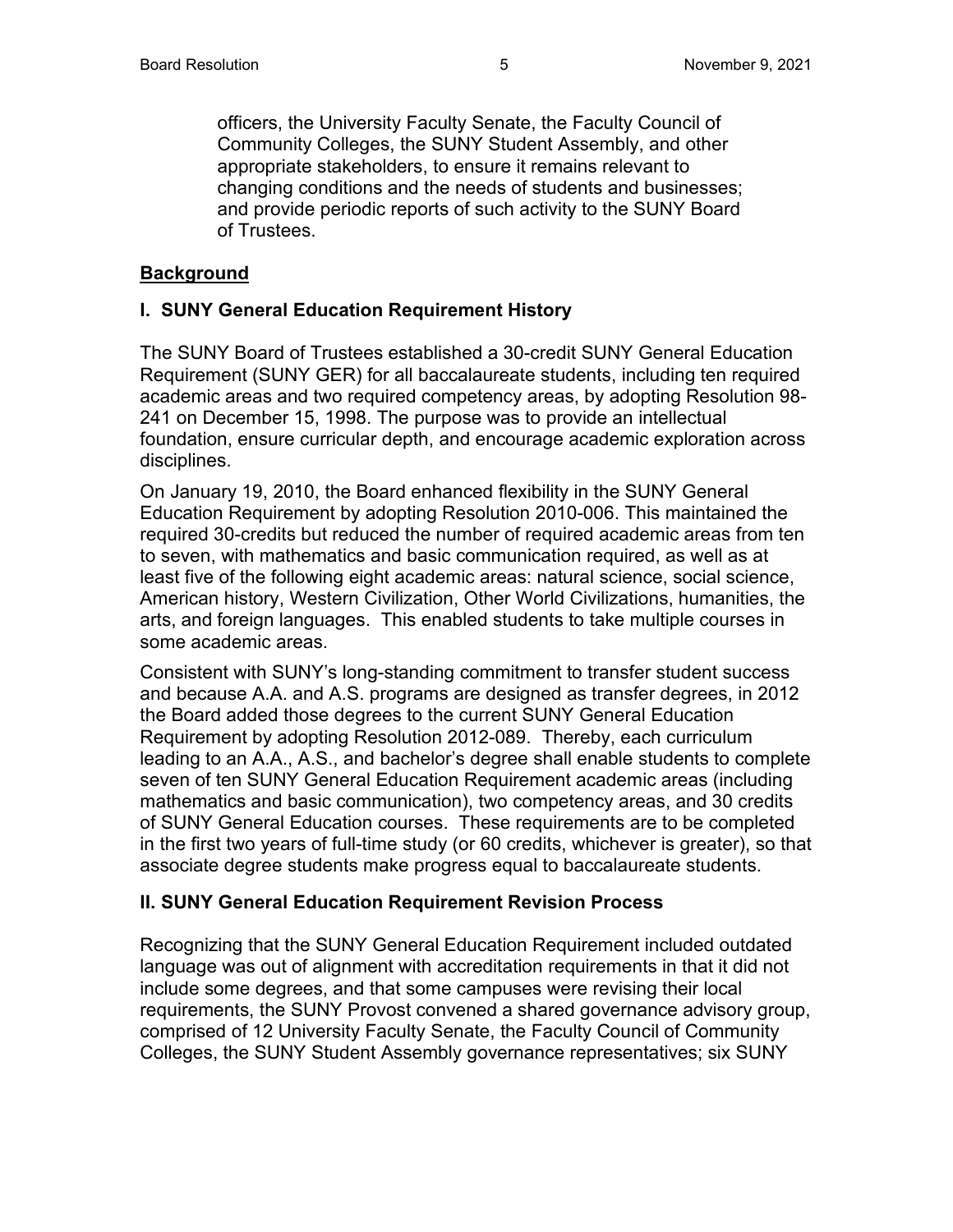officers, the University Faculty Senate, the Faculty Council of Community Colleges, the SUNY Student Assembly, and other appropriate stakeholders, to ensure it remains relevant to changing conditions and the needs of students and businesses; and provide periodic reports of such activity to the SUNY Board of Trustees.

## Background

### I. SUNY General Education Requirement History

The SUNY Board of Trustees established a 30-credit SUNY General Education Requirement (SUNY GER) for all baccalaureate students, including ten required academic areas and two required competency areas, by adopting Resolution 98-241 on December 15, 1998. The purpose was to provide an intellectual foundation, ensure curricular depth, and encourage academic exploration across disciplines.

On January 19, 2010, the Board enhanced flexibility in the SUNY General Education Requirement by adopting Resolution 2010-006. This maintained the required 30-credits but reduced the number of required academic areas from ten to seven, with mathematics and basic communication required, as well as at least five of the following eight academic areas: natural science, social science, American history, Western Civilization, Other World Civilizations, humanities, the arts, and foreign languages. This enabled students to take multiple courses in some academic areas.

Consistent with SUNY's long-standing commitment to transfer student success and because A.A. and A.S. programs are designed as transfer degrees, in 2012 the Board added those degrees to the current SUNY General Education Requirement by adopting Resolution 2012-089. Thereby, each curriculum leading to an A.A., A.S., and bachelor's degree shall enable students to complete seven of ten SUNY General Education Requirement academic areas (including mathematics and basic communication), two competency areas, and 30 credits of SUNY General Education courses. These requirements are to be completed in the first two years of full-time study (or 60 credits, whichever is greater), so that associate degree students make progress equal to baccalaureate students.

### II. SUNY General Education Requirement Revision Process

Recognizing that the SUNY General Education Requirement included outdated language was out of alignment with accreditation requirements in that it did not include some degrees, and that some campuses were revising their local requirements, the SUNY Provost convened a shared governance advisory group, comprised of 12 University Faculty Senate, the Faculty Council of Community Colleges, the SUNY Student Assembly governance representatives; six SUNY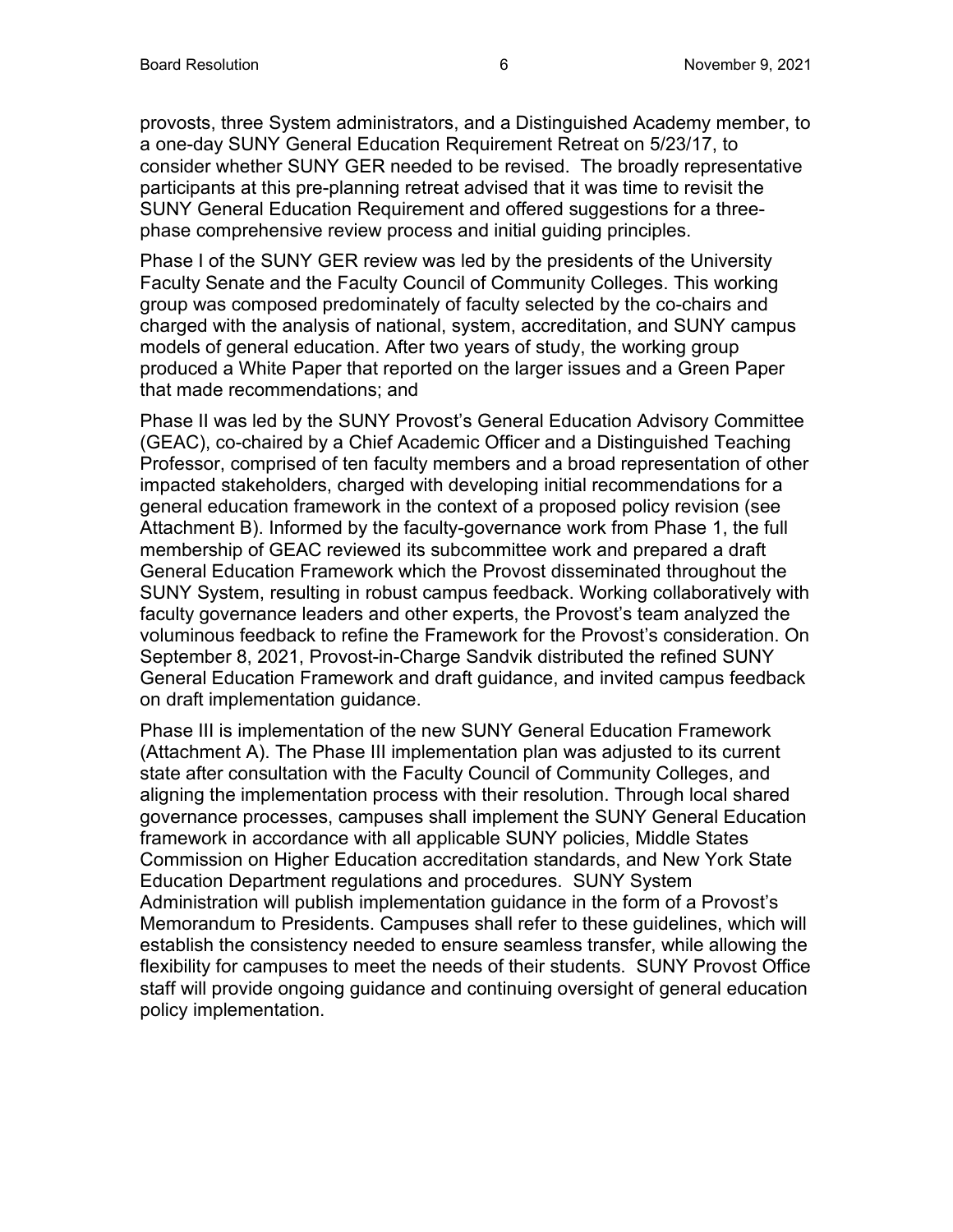provosts, three System administrators, and a Distinguished Academy member, to a one-day SUNY General Education Requirement Retreat on 5/23/17, to consider whether SUNY GER needed to be revised. The broadly representative participants at this pre-planning retreat advised that it was time to revisit the SUNY General Education Requirement and offered suggestions for a three-phase comprehensive review process and initial guiding principles.

Phase I of the SUNY GER review was led by the presidents of the University Faculty Senate and the Faculty Council of Community Colleges. This working group was composed predominately of faculty selected by the co-chairs and charged with the analysis of national, system, accreditation, and SUNY campus models of general education. After two years of study, the working group produced a White Paper that reported on the larger issues and a Green Paper that made recommendations; and

Phase II was led by the SUNY Provost's General Education Advisory Committee (GEAC), co-chaired by a Chief Academic Officer and a Distinguished Teaching Professor, comprised of ten faculty members and a broad representation of other impacted stakeholders, charged with developing initial recommendations for a general education framework in the context of a proposed policy revision (see Attachment B). Informed by the faculty-governance work from Phase 1, the full membership of GEAC reviewed its subcommittee work and prepared a draft General Education Framework which the Provost disseminated throughout the SUNY System, resulting in robust campus feedback. Working collaboratively with faculty governance leaders and other experts, the Provost's team analyzed the voluminous feedback to refine the Framework for the Provost's consideration. On September 8, 2021, Provost-in-Charge Sandvik distributed the refined SUNY General Education Framework and draft guidance, and invited campus feedback on draft implementation guidance.

Phase III is implementation of the new SUNY General Education Framework (Attachment A). The Phase III implementation plan was adjusted to its current state after consultation with the Faculty Council of Community Colleges, and aligning the implementation process with their resolution. Through local shared governance processes, campuses shall implement the SUNY General Education framework in accordance with all applicable SUNY policies, Middle States Commission on Higher Education accreditation standards, and New York State Education Department regulations and procedures. SUNY System Administration will publish implementation guidance in the form of a Provost's Memorandum to Presidents. Campuses shall refer to these guidelines, which will establish the consistency needed to ensure seamless transfer, while allowing the flexibility for campuses to meet the needs of their students. SUNY Provost Office staff will provide ongoing guidance and continuing oversight of general education policy implementation.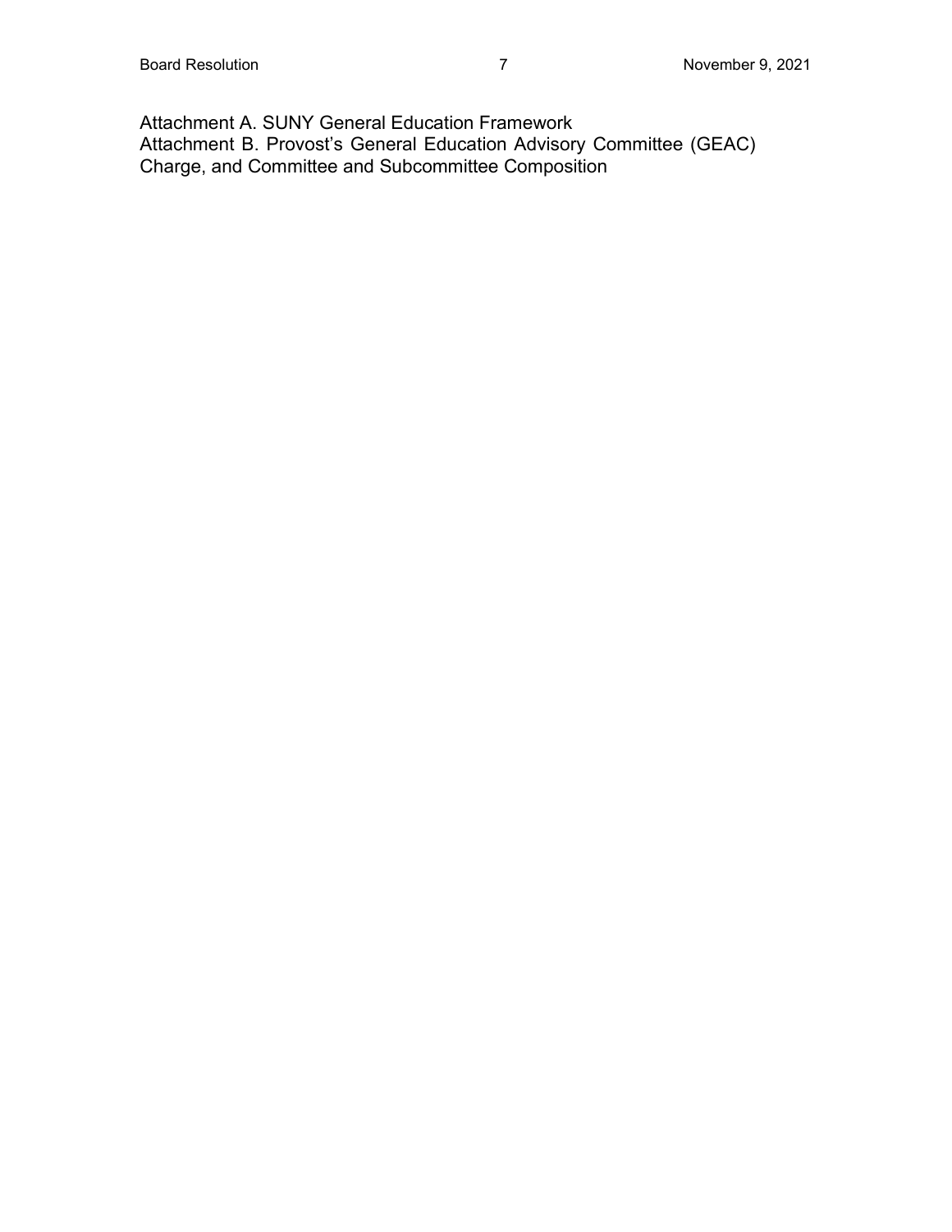Attachment A. SUNY General Education Framework
Attachment B. Provost's General Education Advisory Committee (GEAC) Charge, and Committee and Subcommittee Composition